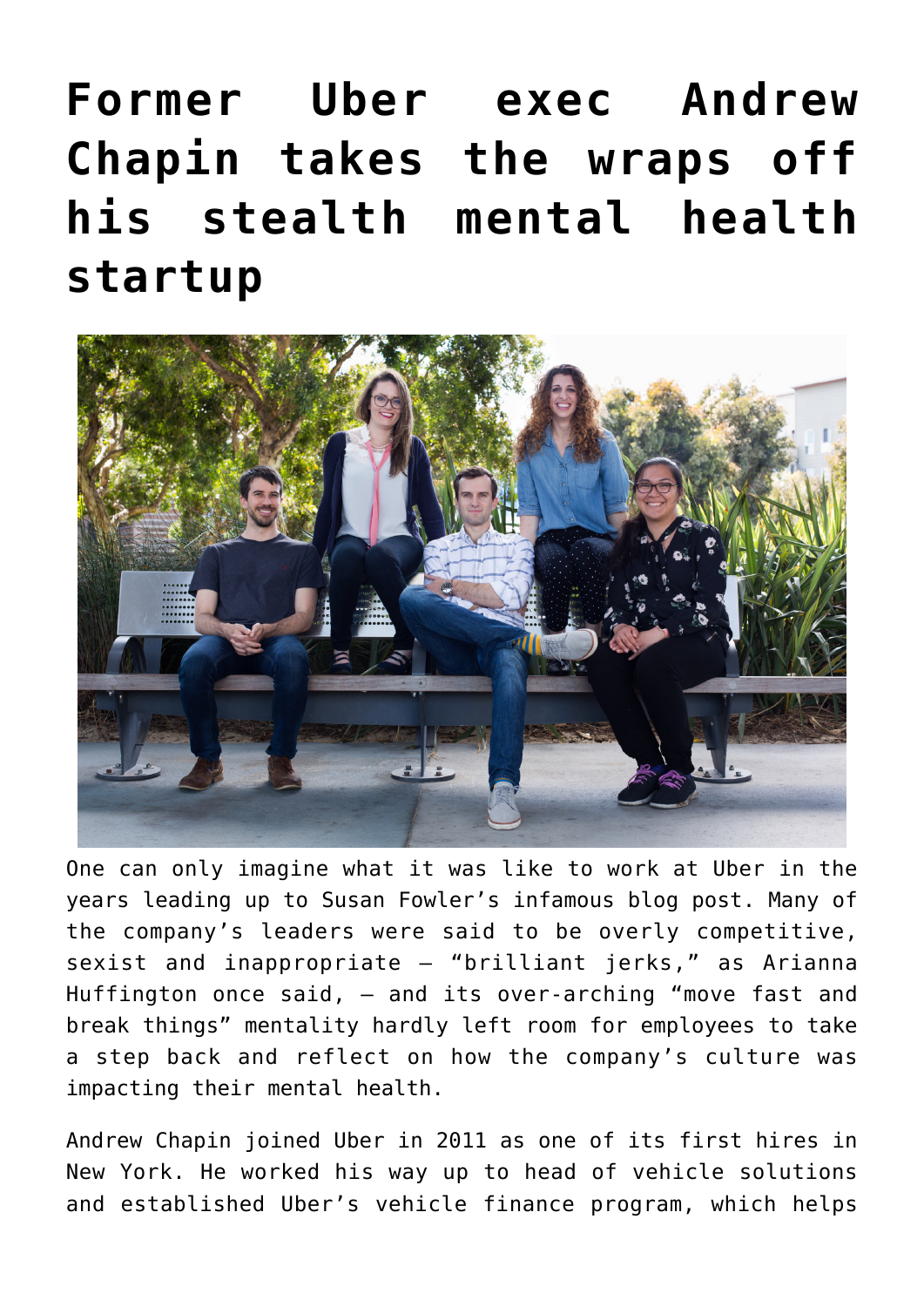# Former Uber exec Andrew Chapin takes the wraps off his stealth mental health startup

One can only imagine what it was like to work at Uber in the years leading up to Susan Fowler's infamous blog post. Many of the company's leaders were said to be overly competitive, sexist and inappropriate — "brilliant jerks," as Arianna Huffington once said, — and its over-arching "move fast and break things" mentality hardly left room for employees to take a step back and reflect on how the company's culture was impacting their mental health.

Andrew Chapin joined Uber in 2011 as one of its first hires in New York. He worked his way up to head of vehicle solutions and established Uber's vehicle finance program, which helps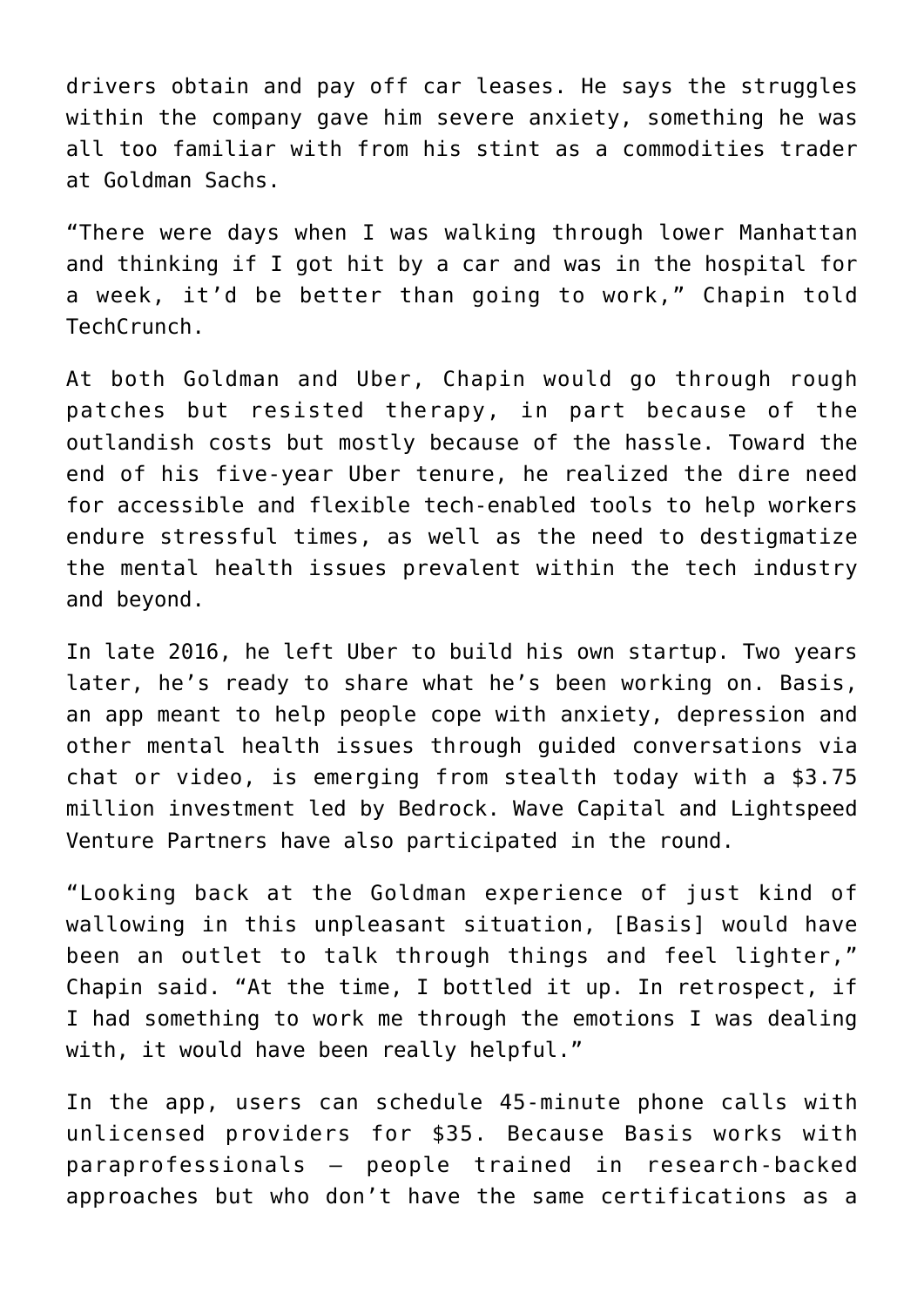drivers obtain and pay off car leases. He says the struggles within the company gave him severe anxiety, something he was all too familiar with from his stint as a commodities trader at Goldman Sachs.

"There were days when I was walking through lower Manhattan and thinking if I got hit by a car and was in the hospital for a week, it'd be better than going to work," Chapin told TechCrunch.

At both Goldman and Uber, Chapin would go through rough patches but resisted therapy, in part because of the outlandish costs but mostly because of the hassle. Toward the end of his five-year Uber tenure, he realized the dire need for accessible and flexible tech-enabled tools to help workers endure stressful times, as well as the need to destigmatize the mental health issues prevalent within the tech industry and beyond.

In late 2016, he left Uber to build his own startup. Two years later, he's ready to share what he's been working on. Basis, an app meant to help people cope with anxiety, depression and other mental health issues through guided conversations via chat or video, is emerging from stealth today with a $3.75 million investment led by Bedrock. Wave Capital and Lightspeed Venture Partners have also participated in the round.

"Looking back at the Goldman experience of just kind of wallowing in this unpleasant situation, [Basis] would have been an outlet to talk through things and feel lighter," Chapin said. "At the time, I bottled it up. In retrospect, if I had something to work me through the emotions I was dealing with, it would have been really helpful."

In the app, users can schedule 45-minute phone calls with unlicensed providers for $35. Because Basis works with paraprofessionals — people trained in research-backed approaches but who don't have the same certifications as a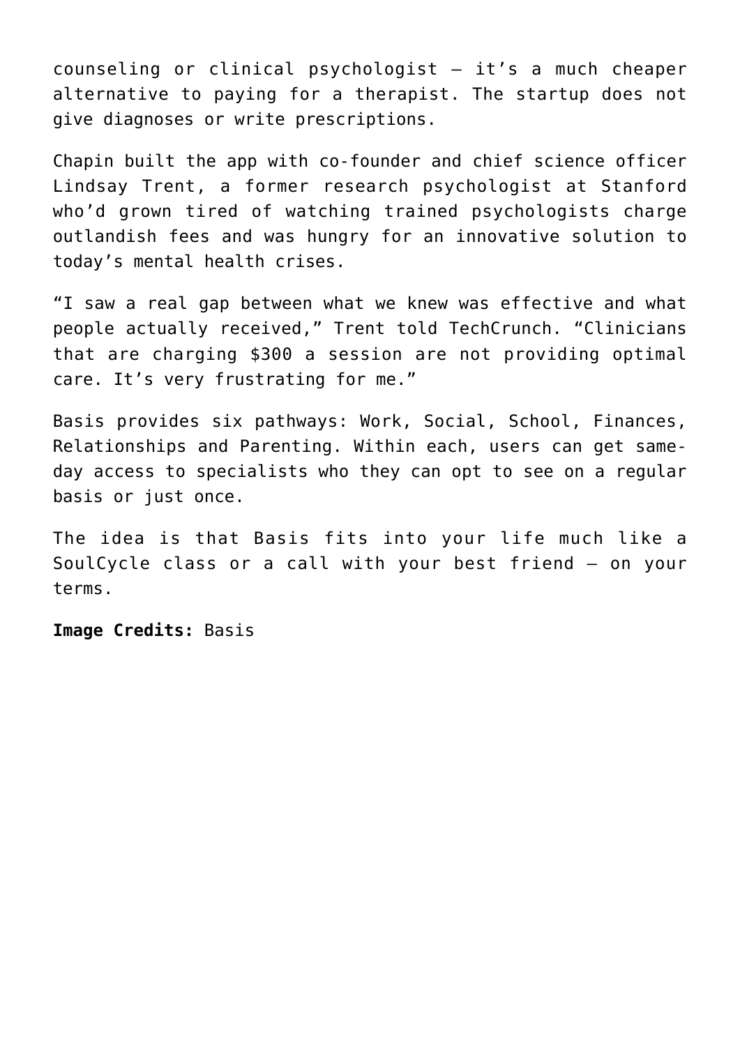counseling or clinical psychologist — it's a much cheaper alternative to paying for a therapist. The startup does not give diagnoses or write prescriptions.

Chapin built the app with co-founder and chief science officer Lindsay Trent, a former research psychologist at Stanford who'd grown tired of watching trained psychologists charge outlandish fees and was hungry for an innovative solution to today's mental health crises.

"I saw a real gap between what we knew was effective and what people actually received," Trent told TechCrunch. "Clinicians that are charging $300 a session are not providing optimal care. It's very frustrating for me."

Basis provides six pathways: Work, Social, School, Finances, Relationships and Parenting. Within each, users can get same-day access to specialists who they can opt to see on a regular basis or just once.

The idea is that Basis fits into your life much like a SoulCycle class or a call with your best friend — on your terms.

**Image Credits:** Basis